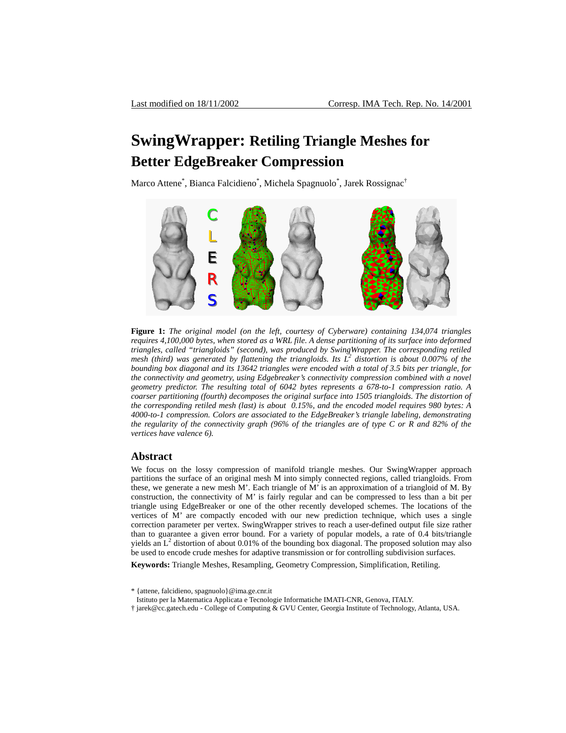# SwingWrapper: Retiling Triangle Meshes for Better EdgeBreaker Compression

Marco Attene[*], Bianca Falcidieno[*], Michela Spagnuolo[*], Jarek Rossignac[†]

**Figure 1:** *The original model (on the left, courtesy of Cyberware) containing 134,074 triangles requires 4,100,000 bytes, when stored as a WRL file. A dense partitioning of its surface into deformed triangles, called "triangloids" (second), was produced by SwingWrapper. The corresponding retiled mesh (third) was generated by flattening the triangloids. Its $L^2$ distortion is about 0.007% of the bounding box diagonal and its 13642 triangles were encoded with a total of 3.5 bits per triangle, for the connectivity and geometry, using Edgebreaker's connectivity compression combined with a novel geometry predictor. The resulting total of 6042 bytes represents a 678-to-1 compression ratio. A coarser partitioning (fourth) decomposes the original surface into 1505 triangloids. The distortion of the corresponding retiled mesh (last) is about 0.15%, and the encoded model requires 980 bytes: A 4000-to-1 compression. Colors are associated to the EdgeBreaker's triangle labeling, demonstrating the regularity of the connectivity graph (96% of the triangles are of type C or R and 82% of the vertices have valence 6).*

## Abstract

We focus on the lossy compression of manifold triangle meshes. Our SwingWrapper approach partitions the surface of an original mesh M into simply connected regions, called triangloids. From these, we generate a new mesh M'. Each triangle of M' is an approximation of a triangloid of M. By construction, the connectivity of M' is fairly regular and can be compressed to less than a bit per triangle using EdgeBreaker or one of the other recently developed schemes. The locations of the vertices of M' are compactly encoded with our new prediction technique, which uses a single correction parameter per vertex. SwingWrapper strives to reach a user-defined output file size rather than to guarantee a given error bound. For a variety of popular models, a rate of 0.4 bits/triangle yields an $L^2$ distortion of about 0.01% of the bounding box diagonal. The proposed solution may also be used to encode crude meshes for adaptive transmission or for controlling subdivision surfaces.

**Keywords:** Triangle Meshes, Resampling, Geometry Compression, Simplification, Retiling.

[*] {attene, falcidieno, spagnuolo}@ima.ge.cnr.it
Istituto per la Matematica Applicata e Tecnologie Informatiche IMATI-CNR, Genova, ITALY.

[†] jarek@cc.gatech.edu - College of Computing & GVU Center, Georgia Institute of Technology, Atlanta, USA.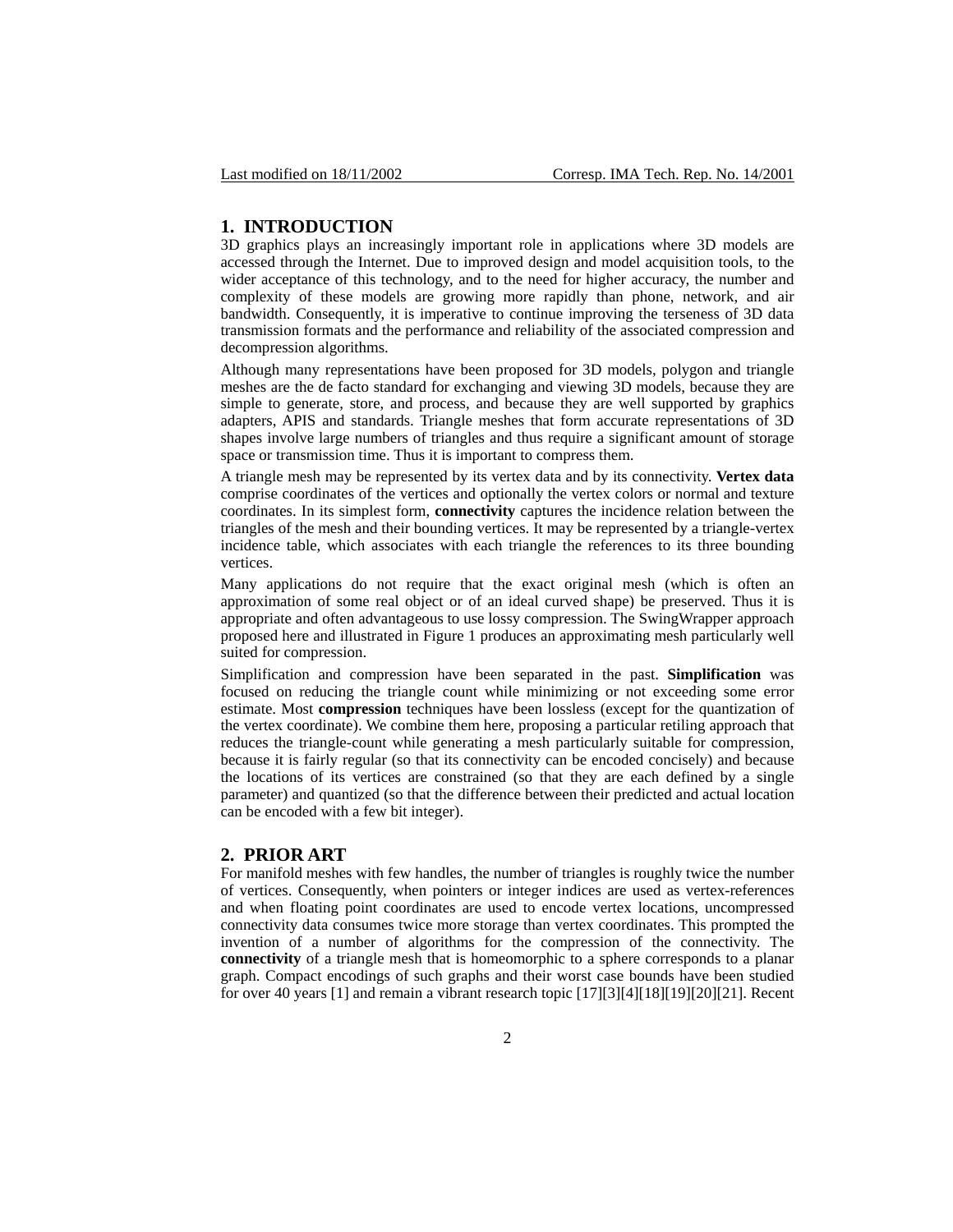## 1. INTRODUCTION

3D graphics plays an increasingly important role in applications where 3D models are accessed through the Internet. Due to improved design and model acquisition tools, to the wider acceptance of this technology, and to the need for higher accuracy, the number and complexity of these models are growing more rapidly than phone, network, and air bandwidth. Consequently, it is imperative to continue improving the terseness of 3D data transmission formats and the performance and reliability of the associated compression and decompression algorithms.

Although many representations have been proposed for 3D models, polygon and triangle meshes are the de facto standard for exchanging and viewing 3D models, because they are simple to generate, store, and process, and because they are well supported by graphics adapters, APIS and standards. Triangle meshes that form accurate representations of 3D shapes involve large numbers of triangles and thus require a significant amount of storage space or transmission time. Thus it is important to compress them.

A triangle mesh may be represented by its vertex data and by its connectivity. **Vertex data** comprise coordinates of the vertices and optionally the vertex colors or normal and texture coordinates. In its simplest form, **connectivity** captures the incidence relation between the triangles of the mesh and their bounding vertices. It may be represented by a triangle-vertex incidence table, which associates with each triangle the references to its three bounding vertices.

Many applications do not require that the exact original mesh (which is often an approximation of some real object or of an ideal curved shape) be preserved. Thus it is appropriate and often advantageous to use lossy compression. The SwingWrapper approach proposed here and illustrated in Figure 1 produces an approximating mesh particularly well suited for compression.

Simplification and compression have been separated in the past. **Simplification** was focused on reducing the triangle count while minimizing or not exceeding some error estimate. Most **compression** techniques have been lossless (except for the quantization of the vertex coordinate). We combine them here, proposing a particular retiling approach that reduces the triangle-count while generating a mesh particularly suitable for compression, because it is fairly regular (so that its connectivity can be encoded concisely) and because the locations of its vertices are constrained (so that they are each defined by a single parameter) and quantized (so that the difference between their predicted and actual location can be encoded with a few bit integer).

## 2. PRIOR ART

For manifold meshes with few handles, the number of triangles is roughly twice the number of vertices. Consequently, when pointers or integer indices are used as vertex-references and when floating point coordinates are used to encode vertex locations, uncompressed connectivity data consumes twice more storage than vertex coordinates. This prompted the invention of a number of algorithms for the compression of the connectivity. The **connectivity** of a triangle mesh that is homeomorphic to a sphere corresponds to a planar graph. Compact encodings of such graphs and their worst case bounds have been studied for over 40 years [1] and remain a vibrant research topic [17][3][4][18][19][20][21]. Recent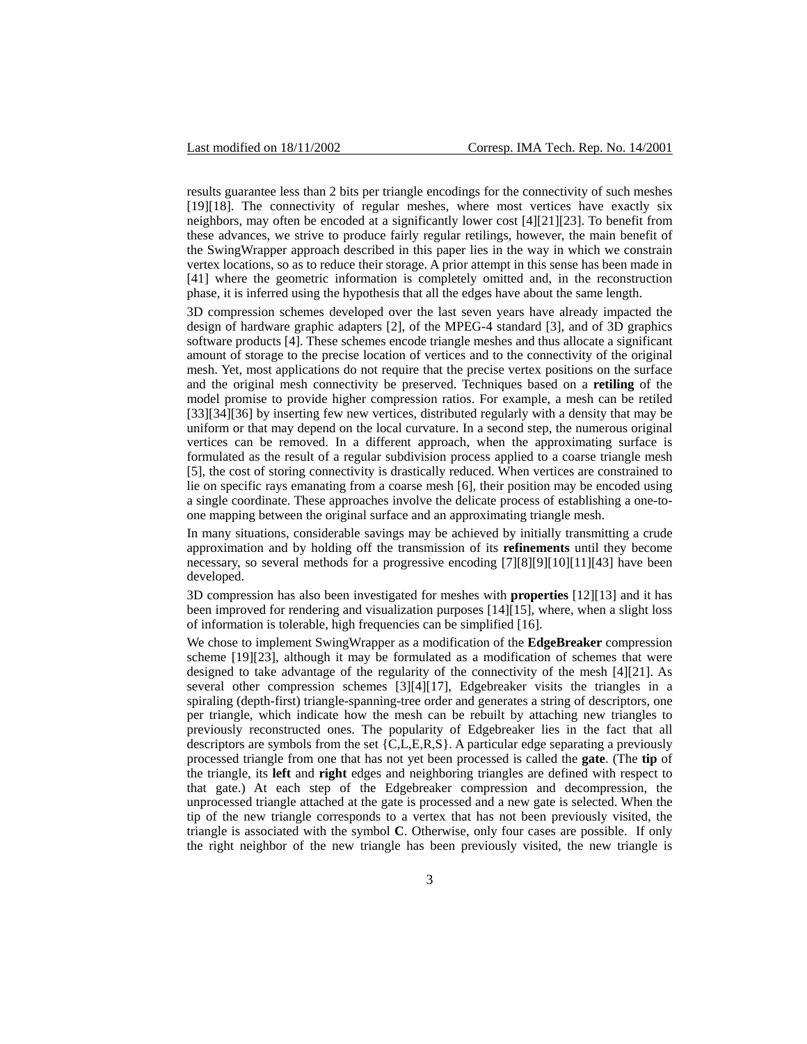results guarantee less than 2 bits per triangle encodings for the connectivity of such meshes [19][18]. The connectivity of regular meshes, where most vertices have exactly six neighbors, may often be encoded at a significantly lower cost [4][21][23]. To benefit from these advances, we strive to produce fairly regular retilings, however, the main benefit of the SwingWrapper approach described in this paper lies in the way in which we constrain vertex locations, so as to reduce their storage. A prior attempt in this sense has been made in [41] where the geometric information is completely omitted and, in the reconstruction phase, it is inferred using the hypothesis that all the edges have about the same length.

3D compression schemes developed over the last seven years have already impacted the design of hardware graphic adapters [2], of the MPEG-4 standard [3], and of 3D graphics software products [4]. These schemes encode triangle meshes and thus allocate a significant amount of storage to the precise location of vertices and to the connectivity of the original mesh. Yet, most applications do not require that the precise vertex positions on the surface and the original mesh connectivity be preserved. Techniques based on a **retiling** of the model promise to provide higher compression ratios. For example, a mesh can be retiled [33][34][36] by inserting few new vertices, distributed regularly with a density that may be uniform or that may depend on the local curvature. In a second step, the numerous original vertices can be removed. In a different approach, when the approximating surface is formulated as the result of a regular subdivision process applied to a coarse triangle mesh [5], the cost of storing connectivity is drastically reduced. When vertices are constrained to lie on specific rays emanating from a coarse mesh [6], their position may be encoded using a single coordinate. These approaches involve the delicate process of establishing a one-to-one mapping between the original surface and an approximating triangle mesh.

In many situations, considerable savings may be achieved by initially transmitting a crude approximation and by holding off the transmission of its **refinements** until they become necessary, so several methods for a progressive encoding [7][8][9][10][11][43] have been developed.

3D compression has also been investigated for meshes with **properties** [12][13] and it has been improved for rendering and visualization purposes [14][15], where, when a slight loss of information is tolerable, high frequencies can be simplified [16].

We chose to implement SwingWrapper as a modification of the **EdgeBreaker** compression scheme [19][23], although it may be formulated as a modification of schemes that were designed to take advantage of the regularity of the connectivity of the mesh [4][21]. As several other compression schemes [3][4][17], Edgebreaker visits the triangles in a spiraling (depth-first) triangle-spanning-tree order and generates a string of descriptors, one per triangle, which indicate how the mesh can be rebuilt by attaching new triangles to previously reconstructed ones. The popularity of Edgebreaker lies in the fact that all descriptors are symbols from the set {C,L,E,R,S}. A particular edge separating a previously processed triangle from one that has not yet been processed is called the **gate**. (The **tip** of the triangle, its **left** and **right** edges and neighboring triangles are defined with respect to that gate.) At each step of the Edgebreaker compression and decompression, the unprocessed triangle attached at the gate is processed and a new gate is selected. When the tip of the new triangle corresponds to a vertex that has not been previously visited, the triangle is associated with the symbol **C**. Otherwise, only four cases are possible. If only the right neighbor of the new triangle has been previously visited, the new triangle is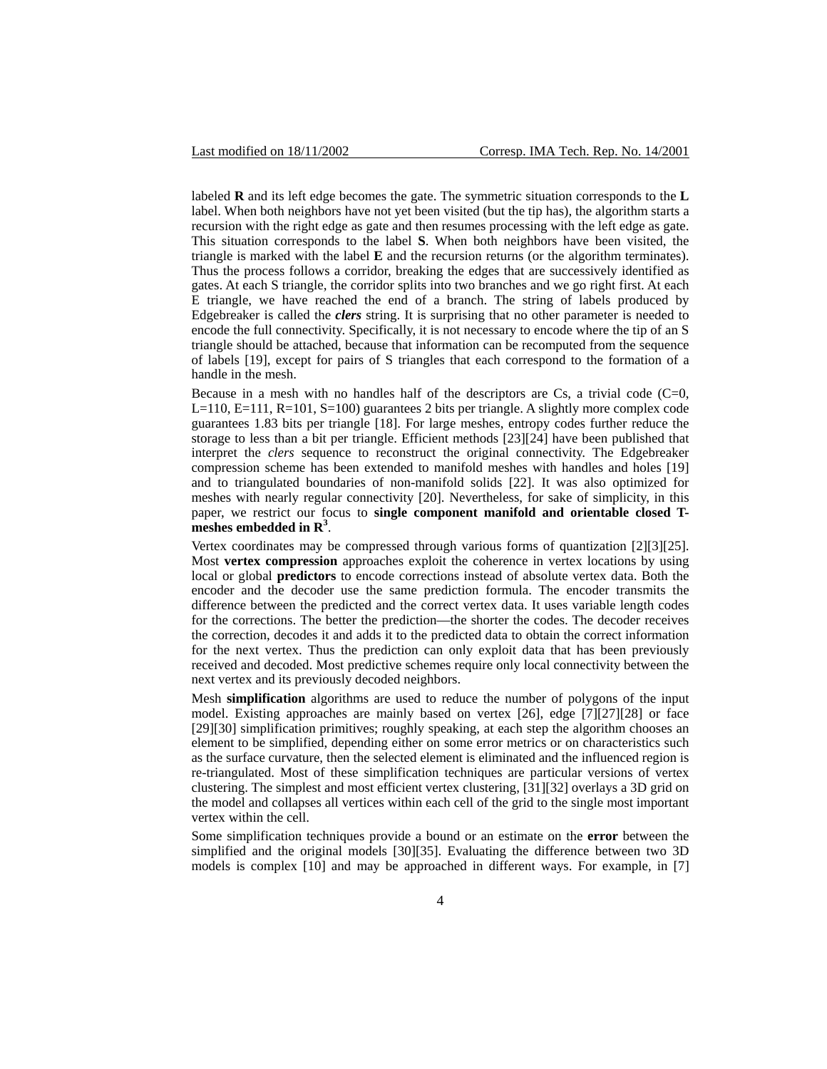labeled **R** and its left edge becomes the gate. The symmetric situation corresponds to the **L** label. When both neighbors have not yet been visited (but the tip has), the algorithm starts a recursion with the right edge as gate and then resumes processing with the left edge as gate. This situation corresponds to the label **S**. When both neighbors have been visited, the triangle is marked with the label **E** and the recursion returns (or the algorithm terminates). Thus the process follows a corridor, breaking the edges that are successively identified as gates. At each S triangle, the corridor splits into two branches and we go right first. At each E triangle, we have reached the end of a branch. The string of labels produced by Edgebreaker is called the ***clers*** string. It is surprising that no other parameter is needed to encode the full connectivity. Specifically, it is not necessary to encode where the tip of an S triangle should be attached, because that information can be recomputed from the sequence of labels [19], except for pairs of S triangles that each correspond to the formation of a handle in the mesh.

Because in a mesh with no handles half of the descriptors are Cs, a trivial code (C=0, L=110, E=111, R=101, S=100) guarantees 2 bits per triangle. A slightly more complex code guarantees 1.83 bits per triangle [18]. For large meshes, entropy codes further reduce the storage to less than a bit per triangle. Efficient methods [23][24] have been published that interpret the *clers* sequence to reconstruct the original connectivity. The Edgebreaker compression scheme has been extended to manifold meshes with handles and holes [19] and to triangulated boundaries of non-manifold solids [22]. It was also optimized for meshes with nearly regular connectivity [20]. Nevertheless, for sake of simplicity, in this paper, we restrict our focus to **single component manifold and orientable closed T-meshes embedded in $\mathbf{R}^3$**.

Vertex coordinates may be compressed through various forms of quantization [2][3][25]. Most **vertex compression** approaches exploit the coherence in vertex locations by using local or global **predictors** to encode corrections instead of absolute vertex data. Both the encoder and the decoder use the same prediction formula. The encoder transmits the difference between the predicted and the correct vertex data. It uses variable length codes for the corrections. The better the prediction—the shorter the codes. The decoder receives the correction, decodes it and adds it to the predicted data to obtain the correct information for the next vertex. Thus the prediction can only exploit data that has been previously received and decoded. Most predictive schemes require only local connectivity between the next vertex and its previously decoded neighbors.

Mesh **simplification** algorithms are used to reduce the number of polygons of the input model. Existing approaches are mainly based on vertex [26], edge [7][27][28] or face [29][30] simplification primitives; roughly speaking, at each step the algorithm chooses an element to be simplified, depending either on some error metrics or on characteristics such as the surface curvature, then the selected element is eliminated and the influenced region is re-triangulated. Most of these simplification techniques are particular versions of vertex clustering. The simplest and most efficient vertex clustering, [31][32] overlays a 3D grid on the model and collapses all vertices within each cell of the grid to the single most important vertex within the cell.

Some simplification techniques provide a bound or an estimate on the **error** between the simplified and the original models [30][35]. Evaluating the difference between two 3D models is complex [10] and may be approached in different ways. For example, in [7]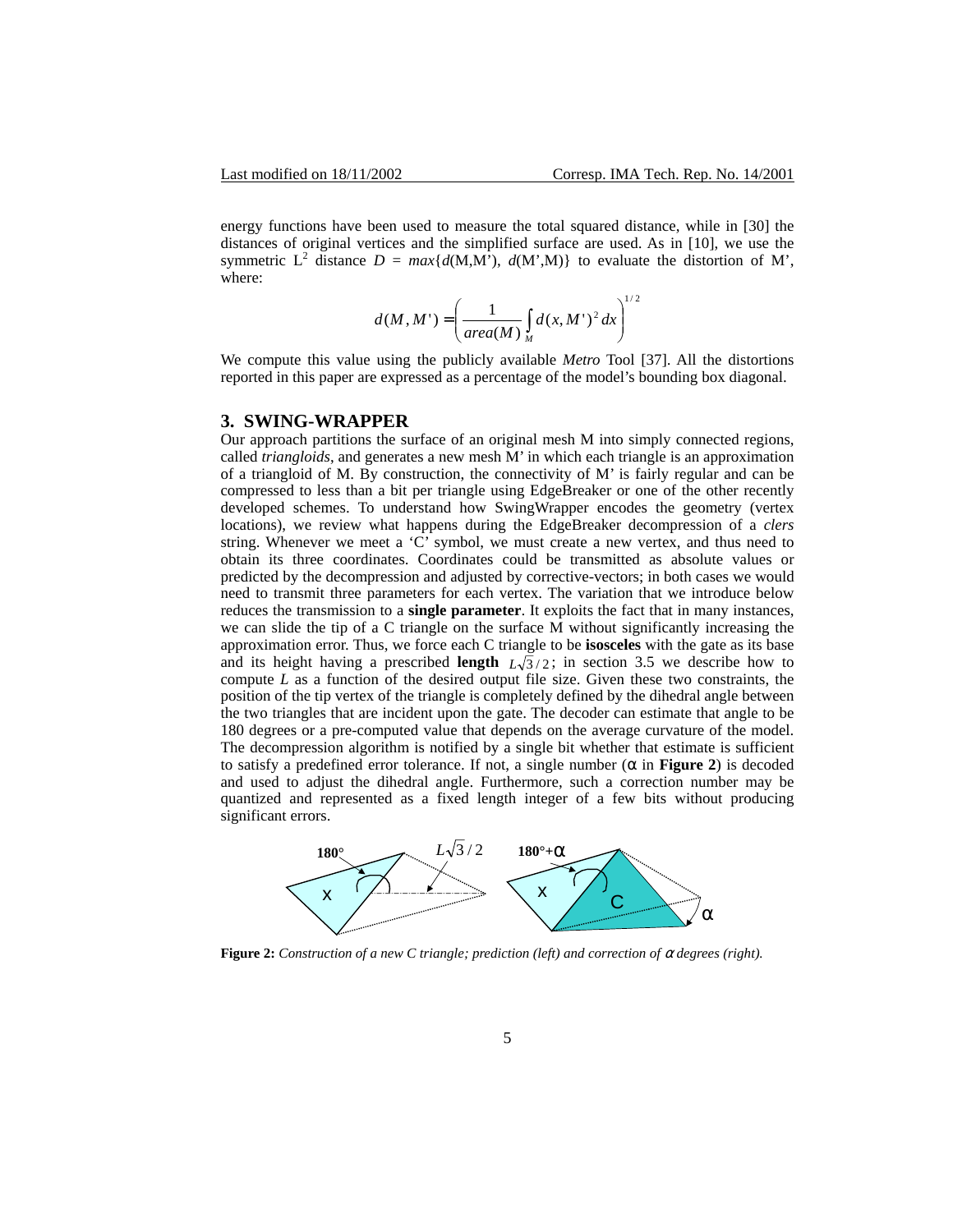energy functions have been used to measure the total squared distance, while in [30] the distances of original vertices and the simplified surface are used. As in [10], we use the symmetric $L^2$ distance $D = max\{d(M,M'), d(M',M)\}$ to evaluate the distortion of M', where:

$$d(M, M') = \left( \frac{1}{area(M)} \int_M d(x, M')^2 \, dx \right)^{1/2}$$

We compute this value using the publicly available *Metro* Tool [37]. All the distortions reported in this paper are expressed as a percentage of the model's bounding box diagonal.

## 3. SWING-WRAPPER

Our approach partitions the surface of an original mesh M into simply connected regions, called *triangloids*, and generates a new mesh M' in which each triangle is an approximation of a triangloid of M. By construction, the connectivity of M' is fairly regular and can be compressed to less than a bit per triangle using EdgeBreaker or one of the other recently developed schemes. To understand how SwingWrapper encodes the geometry (vertex locations), we review what happens during the EdgeBreaker decompression of a *clers* string. Whenever we meet a 'C' symbol, we must create a new vertex, and thus need to obtain its three coordinates. Coordinates could be transmitted as absolute values or predicted by the decompression and adjusted by corrective-vectors; in both cases we would need to transmit three parameters for each vertex. The variation that we introduce below reduces the transmission to a **single parameter**. It exploits the fact that in many instances, we can slide the tip of a C triangle on the surface M without significantly increasing the approximation error. Thus, we force each C triangle to be **isosceles** with the gate as its base and its height having a prescribed **length** $L\sqrt{3}/2$; in section 3.5 we describe how to compute $L$ as a function of the desired output file size. Given these two constraints, the position of the tip vertex of the triangle is completely defined by the dihedral angle between the two triangles that are incident upon the gate. The decoder can estimate that angle to be 180 degrees or a pre-computed value that depends on the average curvature of the model. The decompression algorithm is notified by a single bit whether that estimate is sufficient to satisfy a predefined error tolerance. If not, a single number ($\alpha$ in **Figure 2**) is decoded and used to adjust the dihedral angle. Furthermore, such a correction number may be quantized and represented as a fixed length integer of a few bits without producing significant errors.

**Figure 2:** *Construction of a new C triangle; prediction (left) and correction of $\alpha$ degrees (right).*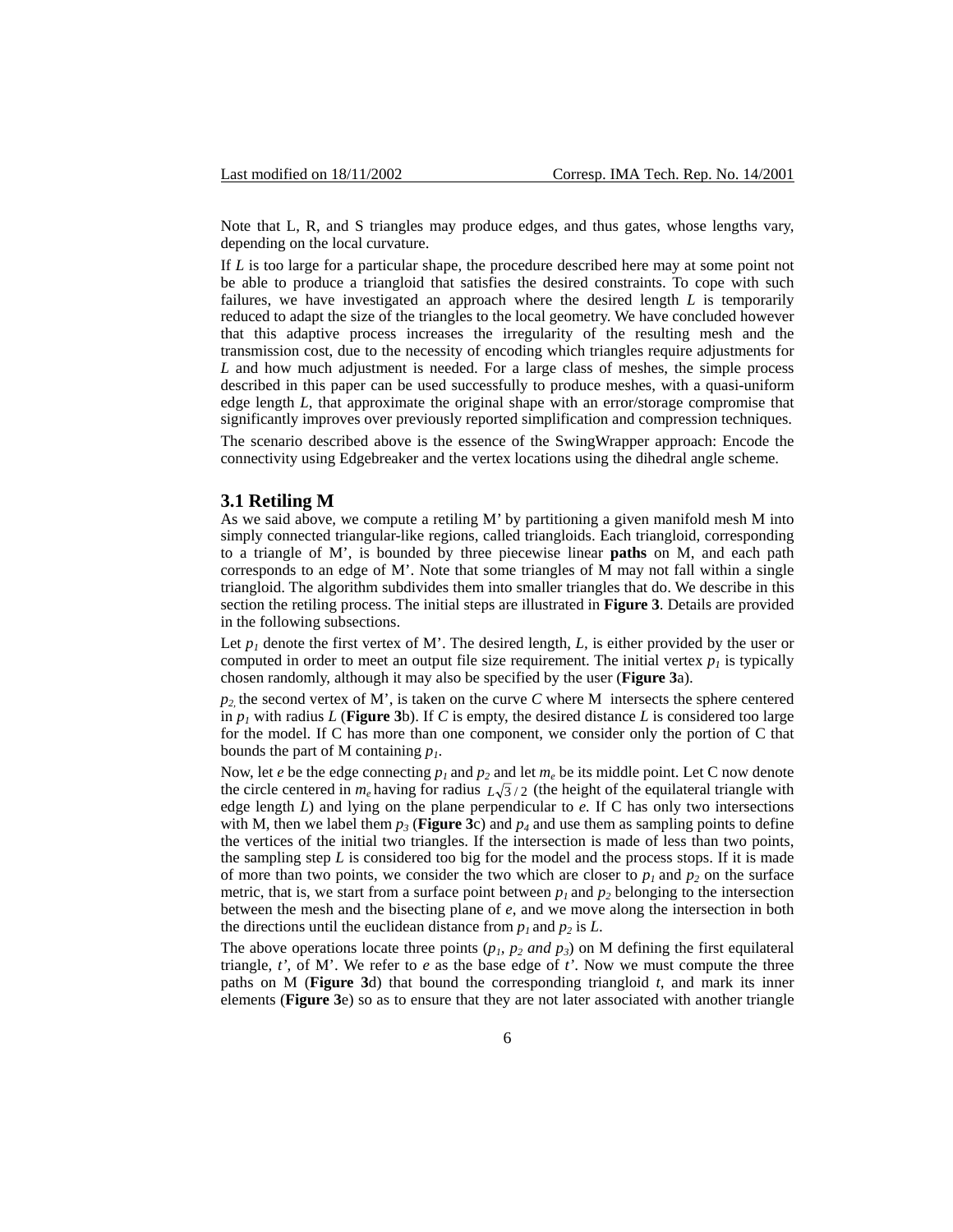Note that L, R, and S triangles may produce edges, and thus gates, whose lengths vary, depending on the local curvature.

If $L$ is too large for a particular shape, the procedure described here may at some point not be able to produce a triangloid that satisfies the desired constraints. To cope with such failures, we have investigated an approach where the desired length $L$ is temporarily reduced to adapt the size of the triangles to the local geometry. We have concluded however that this adaptive process increases the irregularity of the resulting mesh and the transmission cost, due to the necessity of encoding which triangles require adjustments for $L$ and how much adjustment is needed. For a large class of meshes, the simple process described in this paper can be used successfully to produce meshes, with a quasi-uniform edge length $L$, that approximate the original shape with an error/storage compromise that significantly improves over previously reported simplification and compression techniques.

The scenario described above is the essence of the SwingWrapper approach: Encode the connectivity using Edgebreaker and the vertex locations using the dihedral angle scheme.

## 3.1 Retiling M

As we said above, we compute a retiling M' by partitioning a given manifold mesh M into simply connected triangular-like regions, called triangloids. Each triangloid, corresponding to a triangle of M', is bounded by three piecewise linear **paths** on M, and each path corresponds to an edge of M'. Note that some triangles of M may not fall within a single triangloid. The algorithm subdivides them into smaller triangles that do. We describe in this section the retiling process. The initial steps are illustrated in **Figure 3**. Details are provided in the following subsections.

Let $p_1$ denote the first vertex of M'. The desired length, $L$, is either provided by the user or computed in order to meet an output file size requirement. The initial vertex $p_1$ is typically chosen randomly, although it may also be specified by the user (**Figure 3**a).

$p_2$, the second vertex of M', is taken on the curve $C$ where M intersects the sphere centered in $p_1$ with radius $L$ (**Figure 3**b). If $C$ is empty, the desired distance $L$ is considered too large for the model. If C has more than one component, we consider only the portion of C that bounds the part of M containing $p_1$.

Now, let $e$ be the edge connecting $p_1$ and $p_2$ and let $m_e$ be its middle point. Let C now denote the circle centered in $m_e$ having for radius $L\sqrt{3}/2$ (the height of the equilateral triangle with edge length $L$) and lying on the plane perpendicular to $e$. If C has only two intersections with M, then we label them $p_3$ (**Figure 3**c) and $p_4$ and use them as sampling points to define the vertices of the initial two triangles. If the intersection is made of less than two points, the sampling step $L$ is considered too big for the model and the process stops. If it is made of more than two points, we consider the two which are closer to $p_1$ and $p_2$ on the surface metric, that is, we start from a surface point between $p_1$ and $p_2$ belonging to the intersection between the mesh and the bisecting plane of $e$, and we move along the intersection in both the directions until the euclidean distance from $p_1$ and $p_2$ is $L$.

The above operations locate three points ($p_1$, $p_2$ *and* $p_3$) on M defining the first equilateral triangle, $t'$, of M'. We refer to $e$ as the base edge of $t'$. Now we must compute the three paths on M (**Figure 3**d) that bound the corresponding triangloid $t$, and mark its inner elements (**Figure 3**e) so as to ensure that they are not later associated with another triangle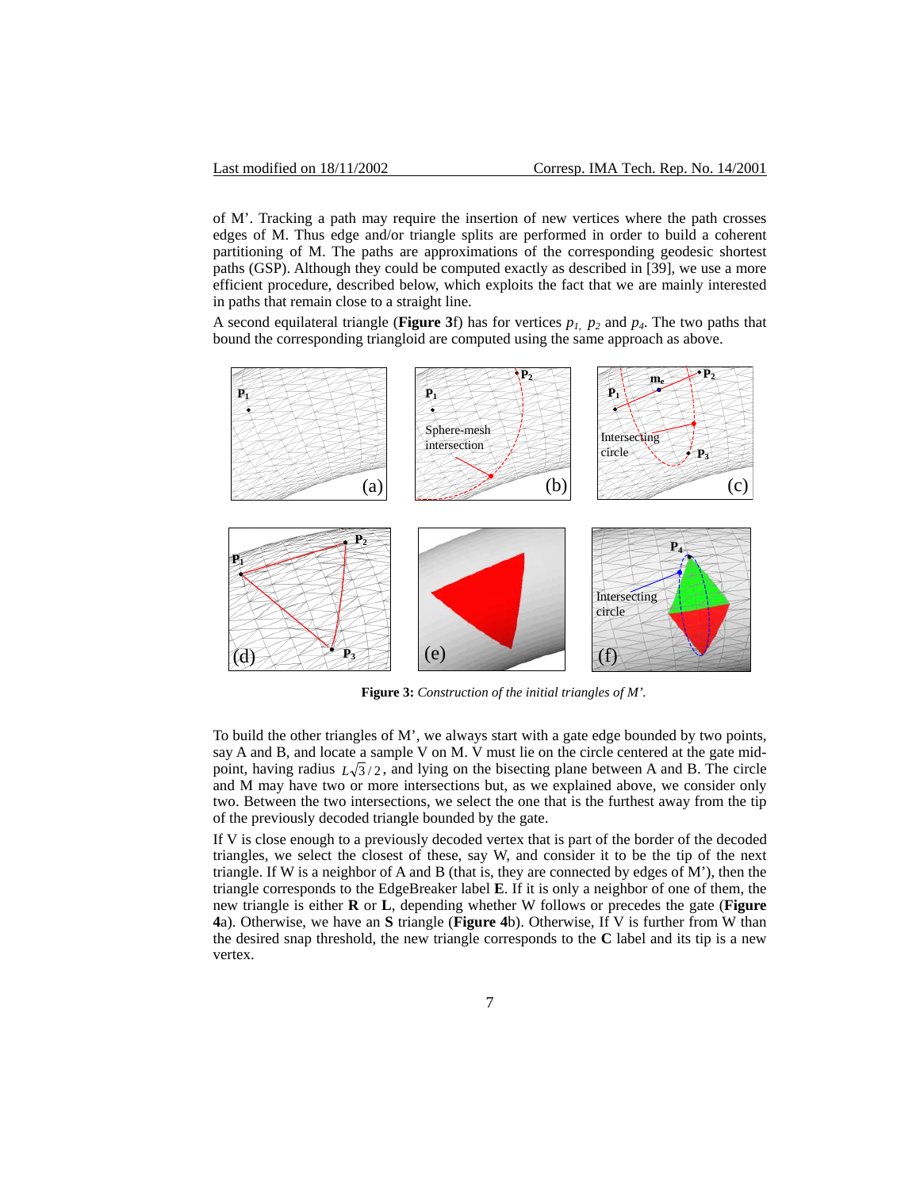of M'. Tracking a path may require the insertion of new vertices where the path crosses edges of M. Thus edge and/or triangle splits are performed in order to build a coherent partitioning of M. The paths are approximations of the corresponding geodesic shortest paths (GSP). Although they could be computed exactly as described in [39], we use a more efficient procedure, described below, which exploits the fact that we are mainly interested in paths that remain close to a straight line.

A second equilateral triangle (**Figure 3**f) has for vertices $p_1$, $p_2$ and $p_4$. The two paths that bound the corresponding triangloid are computed using the same approach as above.

**Figure 3:** *Construction of the initial triangles of M'.*

To build the other triangles of M', we always start with a gate edge bounded by two points, say A and B, and locate a sample V on M. V must lie on the circle centered at the gate midpoint, having radius $L\sqrt{3}/2$, and lying on the bisecting plane between A and B. The circle and M may have two or more intersections but, as we explained above, we consider only two. Between the two intersections, we select the one that is the furthest away from the tip of the previously decoded triangle bounded by the gate.

If V is close enough to a previously decoded vertex that is part of the border of the decoded triangles, we select the closest of these, say W, and consider it to be the tip of the next triangle. If W is a neighbor of A and B (that is, they are connected by edges of M'), then the triangle corresponds to the EdgeBreaker label **E**. If it is only a neighbor of one of them, the new triangle is either **R** or **L**, depending whether W follows or precedes the gate (**Figure 4**a). Otherwise, we have an **S** triangle (**Figure 4**b). Otherwise, If V is further from W than the desired snap threshold, the new triangle corresponds to the **C** label and its tip is a new vertex.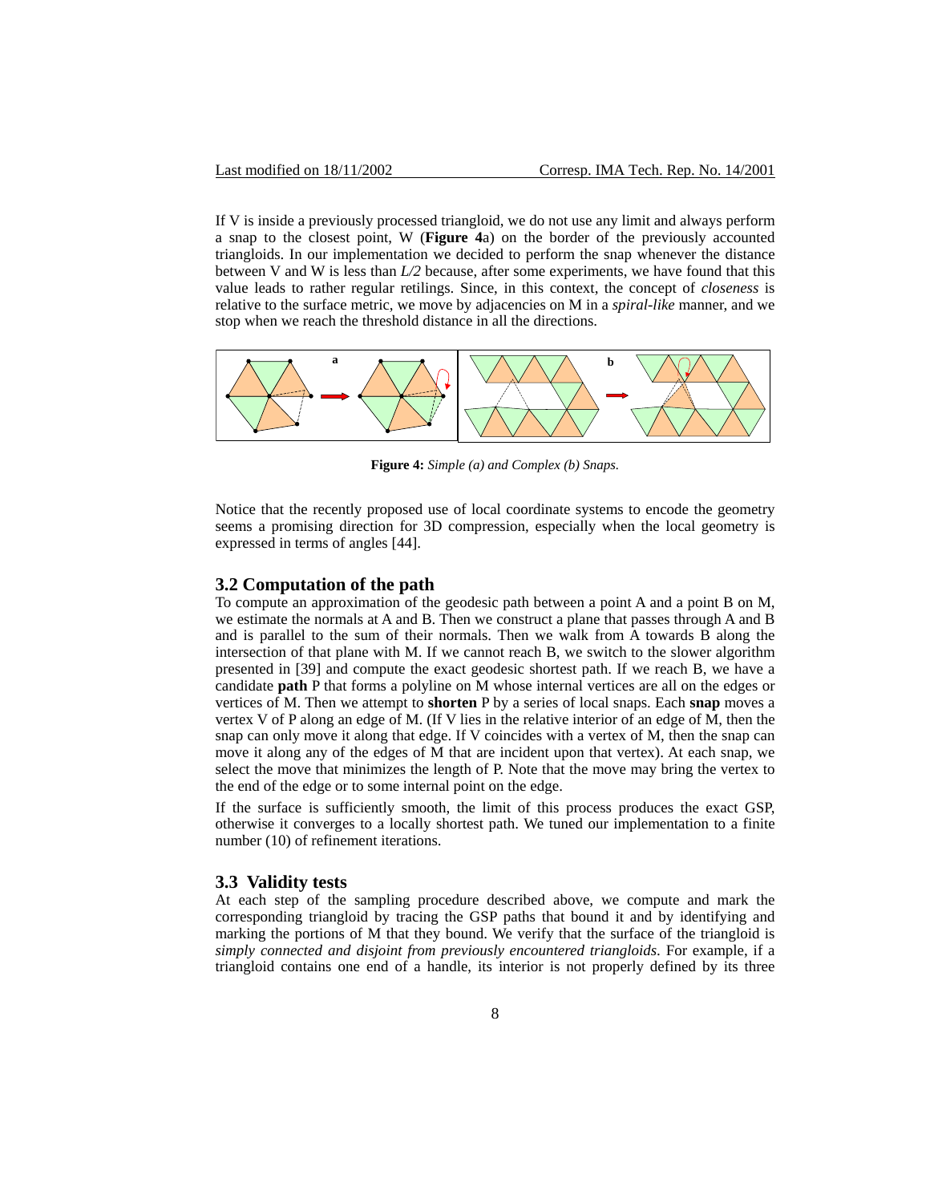If V is inside a previously processed triangloid, we do not use any limit and always perform a snap to the closest point, W (**Figure 4**a) on the border of the previously accounted triangloids. In our implementation we decided to perform the snap whenever the distance between V and W is less than *L/2* because, after some experiments, we have found that this value leads to rather regular retilings. Since, in this context, the concept of *closeness* is relative to the surface metric, we move by adjacencies on M in a *spiral-like* manner, and we stop when we reach the threshold distance in all the directions.

**Figure 4:** *Simple (a) and Complex (b) Snaps.*

Notice that the recently proposed use of local coordinate systems to encode the geometry seems a promising direction for 3D compression, especially when the local geometry is expressed in terms of angles [44].

### 3.2 Computation of the path

To compute an approximation of the geodesic path between a point A and a point B on M, we estimate the normals at A and B. Then we construct a plane that passes through A and B and is parallel to the sum of their normals. Then we walk from A towards B along the intersection of that plane with M. If we cannot reach B, we switch to the slower algorithm presented in [39] and compute the exact geodesic shortest path. If we reach B, we have a candidate **path** P that forms a polyline on M whose internal vertices are all on the edges or vertices of M. Then we attempt to **shorten** P by a series of local snaps. Each **snap** moves a vertex V of P along an edge of M. (If V lies in the relative interior of an edge of M, then the snap can only move it along that edge. If V coincides with a vertex of M, then the snap can move it along any of the edges of M that are incident upon that vertex). At each snap, we select the move that minimizes the length of P. Note that the move may bring the vertex to the end of the edge or to some internal point on the edge.

If the surface is sufficiently smooth, the limit of this process produces the exact GSP, otherwise it converges to a locally shortest path. We tuned our implementation to a finite number (10) of refinement iterations.

### 3.3 Validity tests

At each step of the sampling procedure described above, we compute and mark the corresponding triangloid by tracing the GSP paths that bound it and by identifying and marking the portions of M that they bound. We verify that the surface of the triangloid is *simply connected and disjoint from previously encountered triangloids.* For example, if a triangloid contains one end of a handle, its interior is not properly defined by its three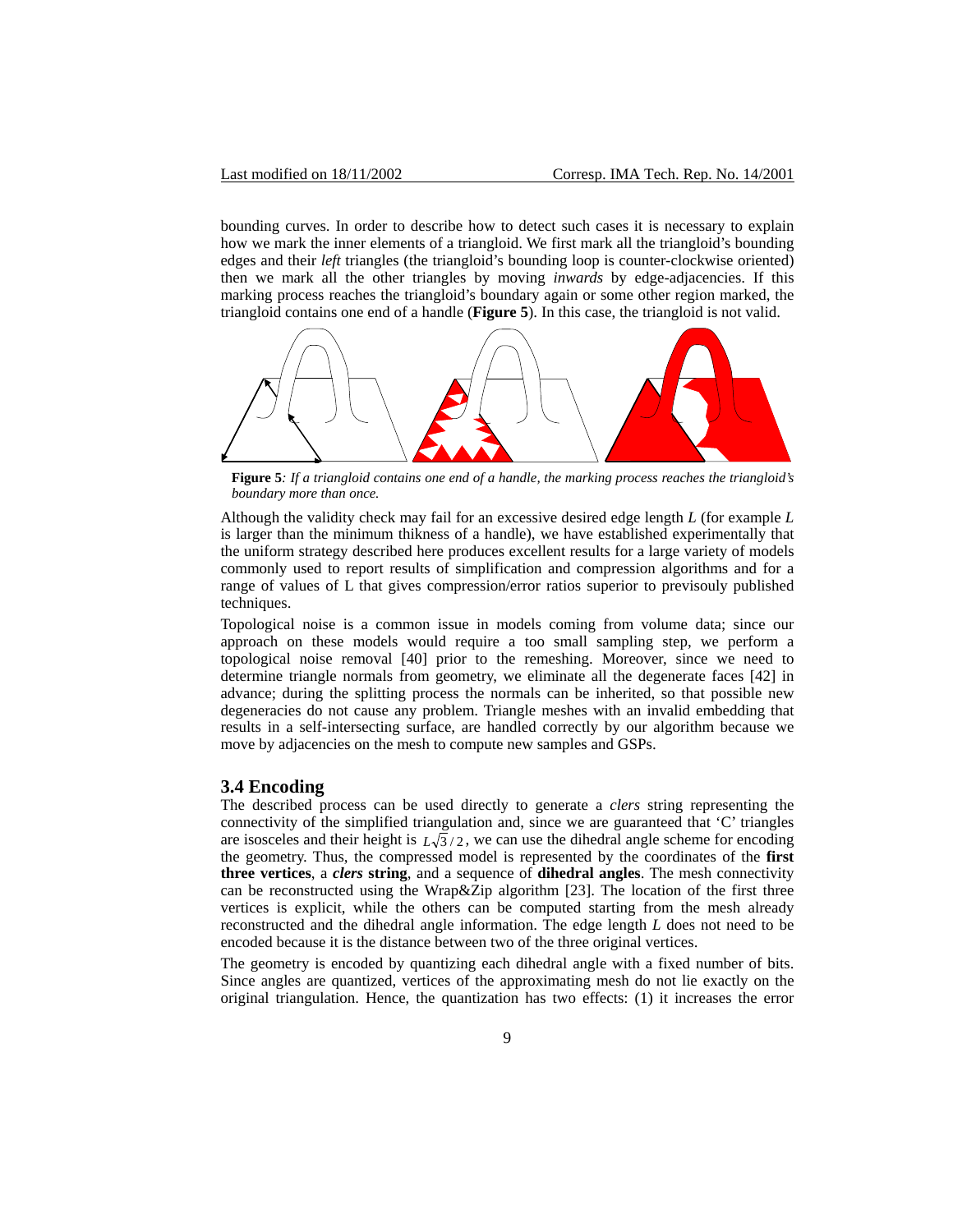bounding curves. In order to describe how to detect such cases it is necessary to explain how we mark the inner elements of a triangloid. We first mark all the triangloid's bounding edges and their *left* triangles (the triangloid's bounding loop is counter-clockwise oriented) then we mark all the other triangles by moving *inwards* by edge-adjacencies. If this marking process reaches the triangloid's boundary again or some other region marked, the triangloid contains one end of a handle (**Figure 5**). In this case, the triangloid is not valid.

**Figure 5***: If a triangloid contains one end of a handle, the marking process reaches the triangloid's boundary more than once.*

Although the validity check may fail for an excessive desired edge length *L* (for example *L* is larger than the minimum thikness of a handle), we have established experimentally that the uniform strategy described here produces excellent results for a large variety of models commonly used to report results of simplification and compression algorithms and for a range of values of L that gives compression/error ratios superior to previsouly published techniques.

Topological noise is a common issue in models coming from volume data; since our approach on these models would require a too small sampling step, we perform a topological noise removal [40] prior to the remeshing. Moreover, since we need to determine triangle normals from geometry, we eliminate all the degenerate faces [42] in advance; during the splitting process the normals can be inherited, so that possible new degeneracies do not cause any problem. Triangle meshes with an invalid embedding that results in a self-intersecting surface, are handled correctly by our algorithm because we move by adjacencies on the mesh to compute new samples and GSPs.

### 3.4 Encoding

The described process can be used directly to generate a *clers* string representing the connectivity of the simplified triangulation and, since we are guaranteed that 'C' triangles are isosceles and their height is $L\sqrt{3}/2$, we can use the dihedral angle scheme for encoding the geometry. Thus, the compressed model is represented by the coordinates of the **first three vertices**, a ***clers*** **string**, and a sequence of **dihedral angles**. The mesh connectivity can be reconstructed using the Wrap&Zip algorithm [23]. The location of the first three vertices is explicit, while the others can be computed starting from the mesh already reconstructed and the dihedral angle information. The edge length *L* does not need to be encoded because it is the distance between two of the three original vertices.

The geometry is encoded by quantizing each dihedral angle with a fixed number of bits. Since angles are quantized, vertices of the approximating mesh do not lie exactly on the original triangulation. Hence, the quantization has two effects: (1) it increases the error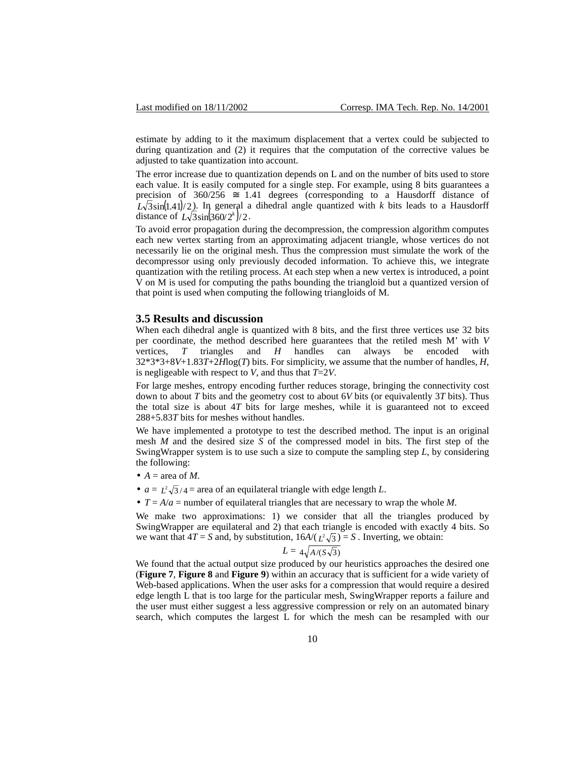estimate by adding to it the maximum displacement that a vertex could be subjected to during quantization and (2) it requires that the computation of the corrective values be adjusted to take quantization into account.

The error increase due to quantization depends on L and on the number of bits used to store each value. It is easily computed for a single step. For example, using 8 bits guarantees a precision of 360/256 ≅ 1.41 degrees (corresponding to a Hausdorff distance of $L\sqrt{3}\sin(1.41)/2$). In general a dihedral angle quantized with $k$ bits leads to a Hausdorff distance of $L\sqrt{3}\sin(360/2^k)/2$.

To avoid error propagation during the decompression, the compression algorithm computes each new vertex starting from an approximating adjacent triangle, whose vertices do not necessarily lie on the original mesh. Thus the compression must simulate the work of the decompressor using only previously decoded information. To achieve this, we integrate quantization with the retiling process. At each step when a new vertex is introduced, a point V on M is used for computing the paths bounding the triangloid but a quantized version of that point is used when computing the following triangloids of M.

### 3.5 Results and discussion

When each dihedral angle is quantized with 8 bits, and the first three vertices use 32 bits per coordinate, the method described here guarantees that the retiled mesh M' with $V$ vertices, $T$ triangles and $H$ handles can always be encoded with $32*3*3+8V+1.83T+2H\log(T)$ bits. For simplicity, we assume that the number of handles, $H$, is negligeable with respect to $V$, and thus that $T=2V$.

For large meshes, entropy encoding further reduces storage, bringing the connectivity cost down to about $T$ bits and the geometry cost to about $6V$ bits (or equivalently $3T$ bits). Thus the total size is about $4T$ bits for large meshes, while it is guaranteed not to exceed $288+5.83T$ bits for meshes without handles.

We have implemented a prototype to test the described method. The input is an original mesh $M$ and the desired size $S$ of the compressed model in bits. The first step of the SwingWrapper system is to use such a size to compute the sampling step $L$, by considering the following:

- $A$ = area of $M$.
- $a = L^2\sqrt{3}/4$ = area of an equilateral triangle with edge length $L$.
- $T = A/a$ = number of equilateral triangles that are necessary to wrap the whole $M$.

We make two approximations: 1) we consider that all the triangles produced by SwingWrapper are equilateral and 2) that each triangle is encoded with exactly 4 bits. So we want that $4T = S$ and, by substitution, $16A/(L^2\sqrt{3}) = S$. Inverting, we obtain:

$$L = 4\sqrt{A/(S\sqrt{3})}$$

We found that the actual output size produced by our heuristics approaches the desired one (**Figure 7**, **Figure 8** and **Figure 9**) within an accuracy that is sufficient for a wide variety of Web-based applications. When the user asks for a compression that would require a desired edge length L that is too large for the particular mesh, SwingWrapper reports a failure and the user must either suggest a less aggressive compression or rely on an automated binary search, which computes the largest L for which the mesh can be resampled with our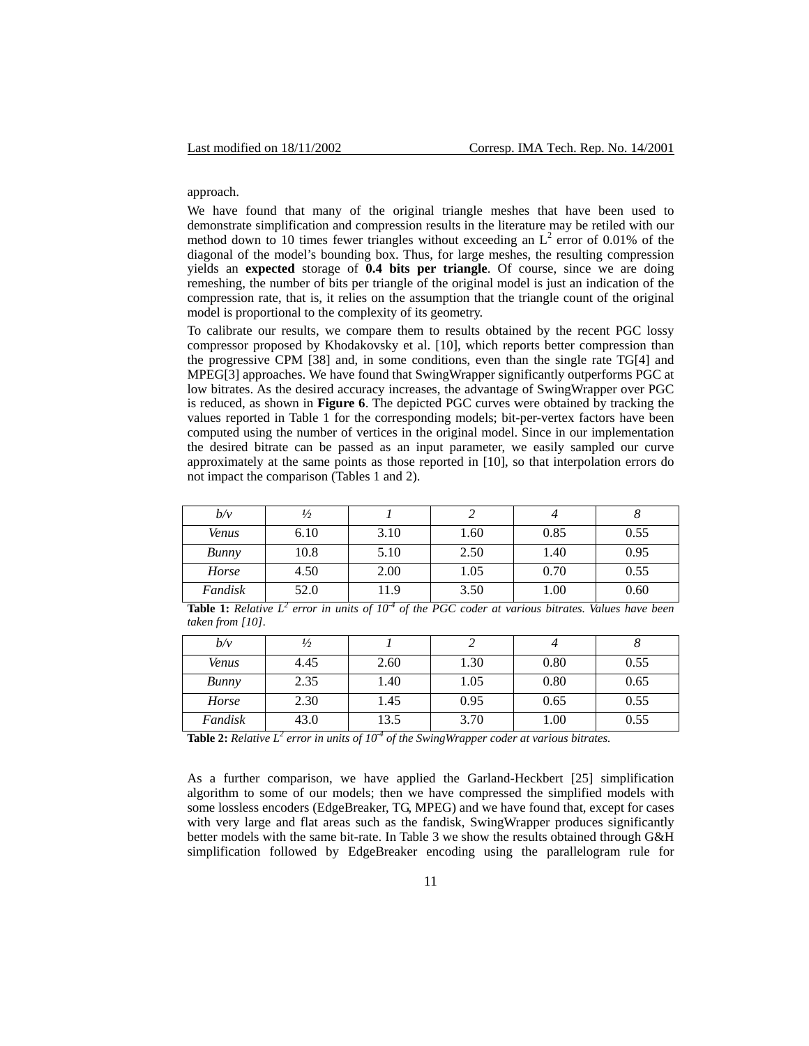approach.

We have found that many of the original triangle meshes that have been used to demonstrate simplification and compression results in the literature may be retiled with our method down to 10 times fewer triangles without exceeding an $L^2$ error of 0.01% of the diagonal of the model's bounding box. Thus, for large meshes, the resulting compression yields an **expected** storage of **0.4 bits per triangle**. Of course, since we are doing remeshing, the number of bits per triangle of the original model is just an indication of the compression rate, that is, it relies on the assumption that the triangle count of the original model is proportional to the complexity of its geometry.

To calibrate our results, we compare them to results obtained by the recent PGC lossy compressor proposed by Khodakovsky et al. [10], which reports better compression than the progressive CPM [38] and, in some conditions, even than the single rate TG[4] and MPEG[3] approaches. We have found that SwingWrapper significantly outperforms PGC at low bitrates. As the desired accuracy increases, the advantage of SwingWrapper over PGC is reduced, as shown in **Figure 6**. The depicted PGC curves were obtained by tracking the values reported in Table 1 for the corresponding models; bit-per-vertex factors have been computed using the number of vertices in the original model. Since in our implementation the desired bitrate can be passed as an input parameter, we easily sampled our curve approximately at the same points as those reported in [10], so that interpolation errors do not impact the comparison (Tables 1 and 2).

| *b/v* | *½* | *1* | *2* | *4* | *8* |
|---|---|---|---|---|---|
| *Venus* | 6.10 | 3.10 | 1.60 | 0.85 | 0.55 |
| *Bunny* | 10.8 | 5.10 | 2.50 | 1.40 | 0.95 |
| *Horse* | 4.50 | 2.00 | 1.05 | 0.70 | 0.55 |
| *Fandisk* | 52.0 | 11.9 | 3.50 | 1.00 | 0.60 |

**Table 1:** *Relative $L^2$ error in units of $10^{-4}$ of the PGC coder at various bitrates. Values have been taken from [10].*

| *b/v* | *½* | *1* | *2* | *4* | *8* |
|---|---|---|---|---|---|
| *Venus* | 4.45 | 2.60 | 1.30 | 0.80 | 0.55 |
| *Bunny* | 2.35 | 1.40 | 1.05 | 0.80 | 0.65 |
| *Horse* | 2.30 | 1.45 | 0.95 | 0.65 | 0.55 |
| *Fandisk* | 43.0 | 13.5 | 3.70 | 1.00 | 0.55 |

**Table 2:** *Relative $L^2$ error in units of $10^{-4}$ of the SwingWrapper coder at various bitrates.*

As a further comparison, we have applied the Garland-Heckbert [25] simplification algorithm to some of our models; then we have compressed the simplified models with some lossless encoders (EdgeBreaker, TG, MPEG) and we have found that, except for cases with very large and flat areas such as the fandisk, SwingWrapper produces significantly better models with the same bit-rate. In Table 3 we show the results obtained through G&H simplification followed by EdgeBreaker encoding using the parallelogram rule for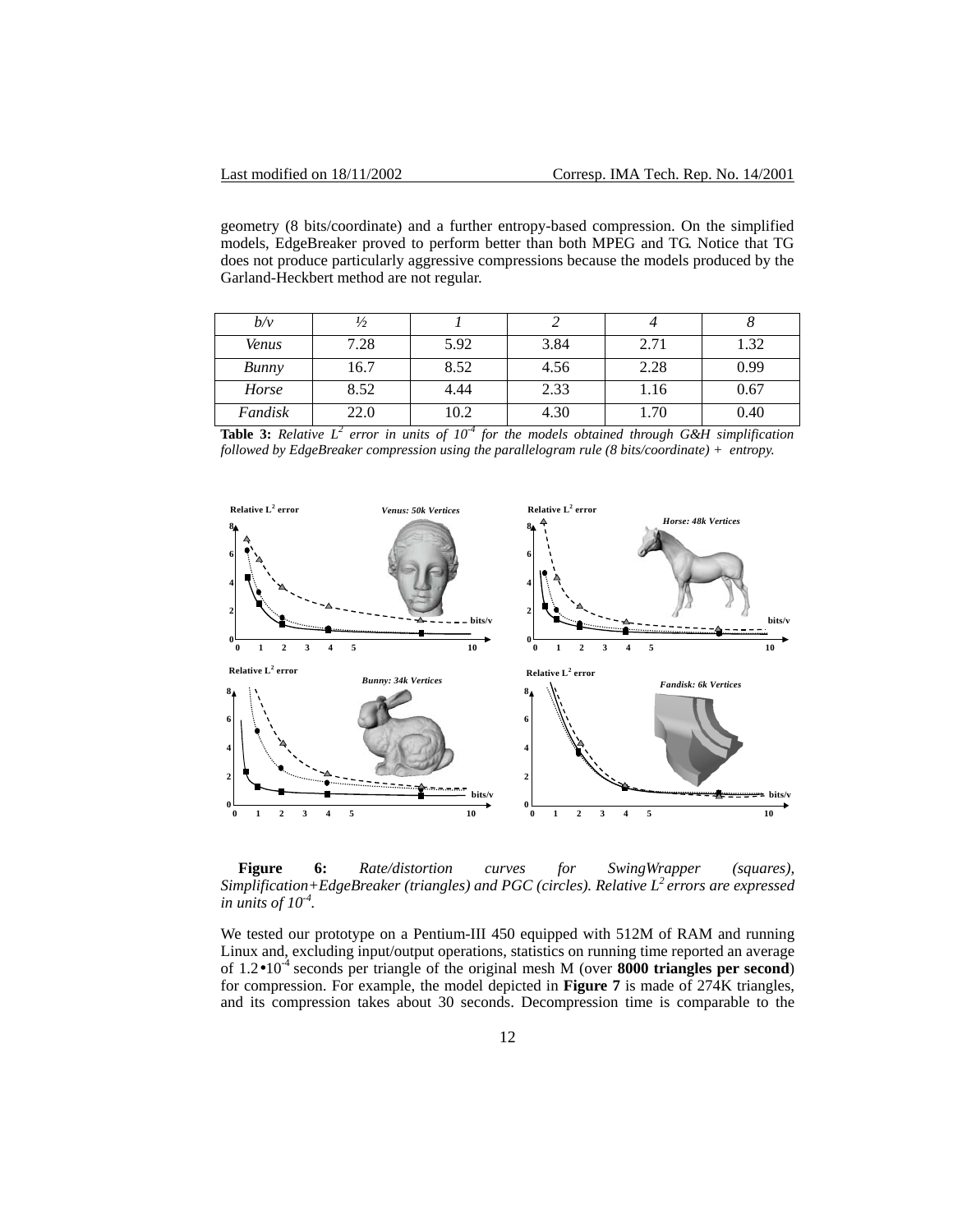geometry (8 bits/coordinate) and a further entropy-based compression. On the simplified models, EdgeBreaker proved to perform better than both MPEG and TG. Notice that TG does not produce particularly aggressive compressions because the models produced by the Garland-Heckbert method are not regular.

| *b/v* | *½* | *1* | *2* | *4* | *8* |
|---|---|---|---|---|---|
| *Venus* | 7.28 | 5.92 | 3.84 | 2.71 | 1.32 |
| *Bunny* | 16.7 | 8.52 | 4.56 | 2.28 | 0.99 |
| *Horse* | 8.52 | 4.44 | 2.33 | 1.16 | 0.67 |
| *Fandisk* | 22.0 | 10.2 | 4.30 | 1.70 | 0.40 |

**Table 3:** *Relative $L^2$ error in units of $10^{-4}$ for the models obtained through G&H simplification followed by EdgeBreaker compression using the parallelogram rule (8 bits/coordinate) + entropy.*

**Figure 6:** *Rate/distortion curves for SwingWrapper (squares), Simplification+EdgeBreaker (triangles) and PGC (circles). Relative $L^2$ errors are expressed in units of $10^{-4}$.*

We tested our prototype on a Pentium-III 450 equipped with 512M of RAM and running Linux and, excluding input/output operations, statistics on running time reported an average of $1.2 \bullet 10^{-4}$ seconds per triangle of the original mesh M (over **8000 triangles per second**) for compression. For example, the model depicted in **Figure 7** is made of 274K triangles, and its compression takes about 30 seconds. Decompression time is comparable to the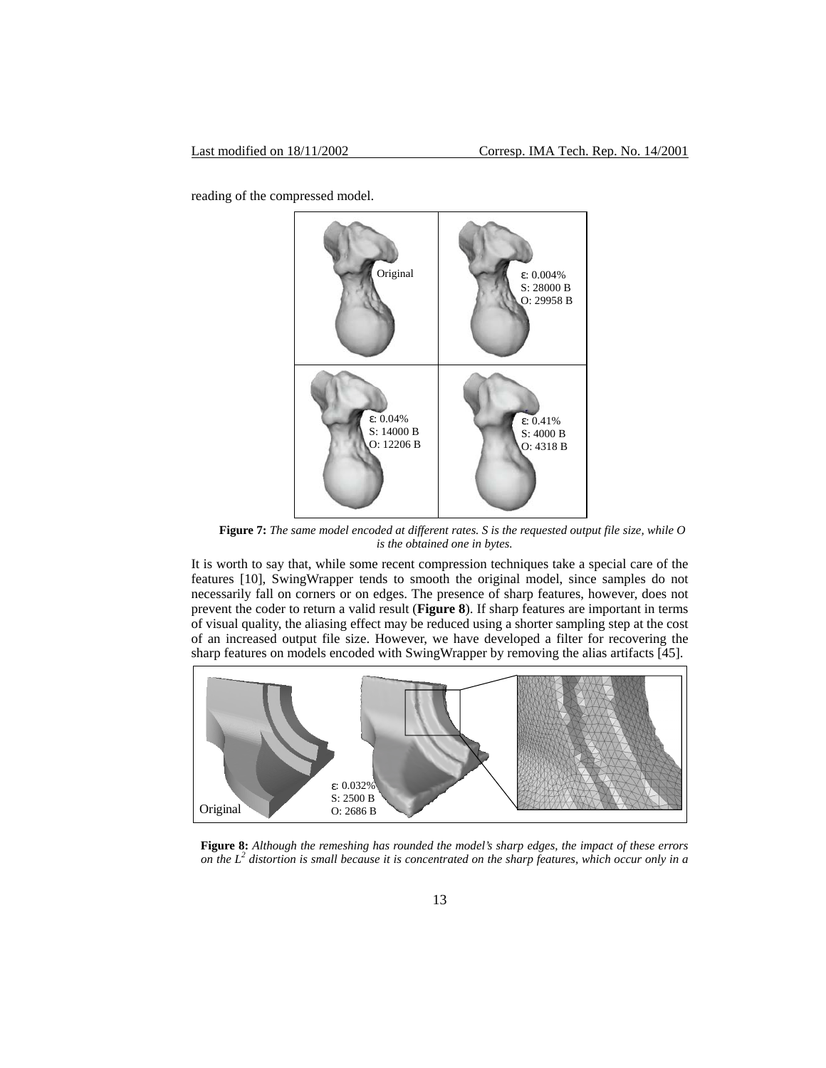reading of the compressed model.

**Figure 7:** *The same model encoded at different rates. S is the requested output file size, while O is the obtained one in bytes.*

It is worth to say that, while some recent compression techniques take a special care of the features [10], SwingWrapper tends to smooth the original model, since samples do not necessarily fall on corners or on edges. The presence of sharp features, however, does not prevent the coder to return a valid result (**Figure 8**). If sharp features are important in terms of visual quality, the aliasing effect may be reduced using a shorter sampling step at the cost of an increased output file size. However, we have developed a filter for recovering the sharp features on models encoded with SwingWrapper by removing the alias artifacts [45].

**Figure 8:** *Although the remeshing has rounded the model's sharp edges, the impact of these errors on the $L^2$ distortion is small because it is concentrated on the sharp features, which occur only in a*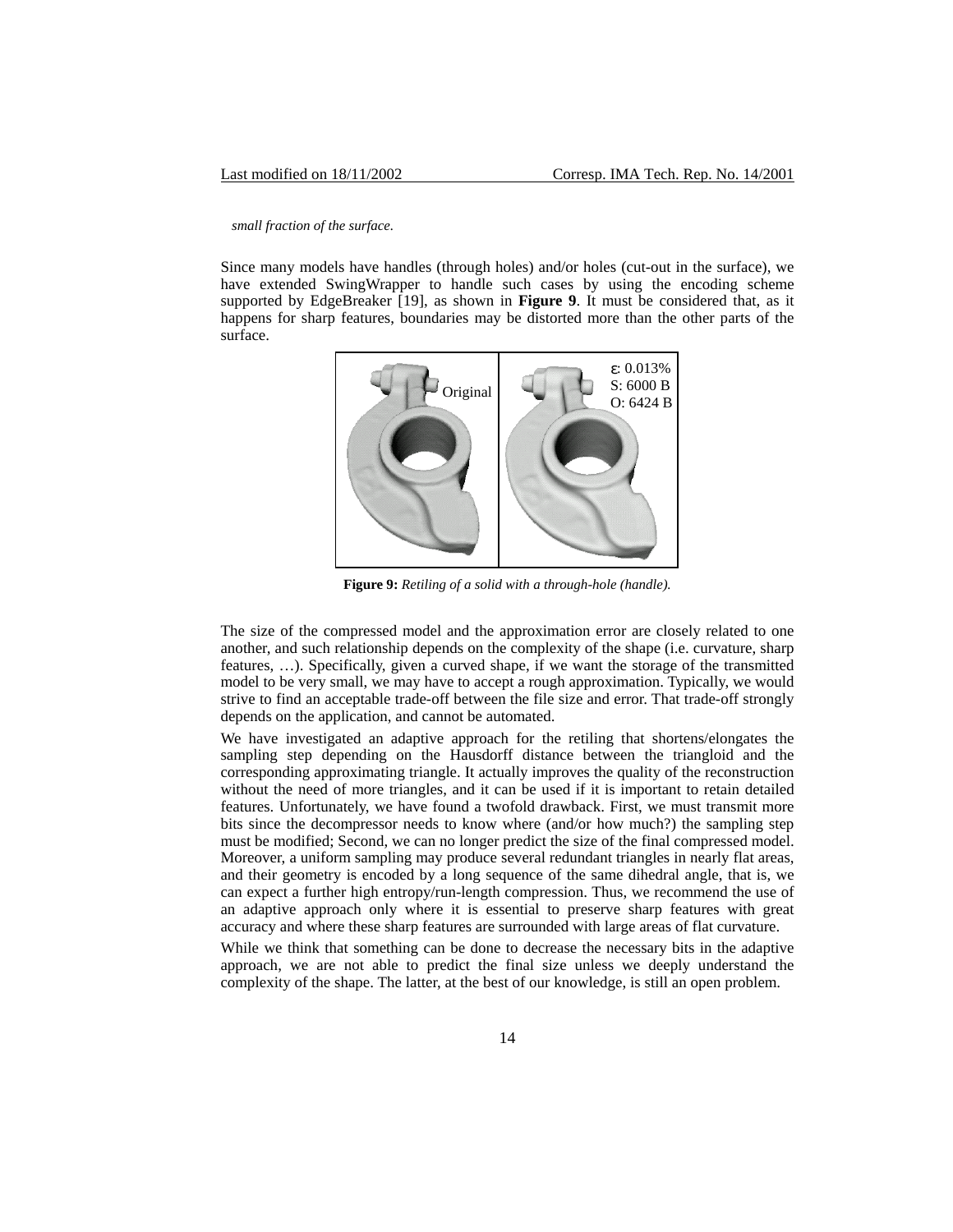*small fraction of the surface.*

Since many models have handles (through holes) and/or holes (cut-out in the surface), we have extended SwingWrapper to handle such cases by using the encoding scheme supported by EdgeBreaker [19], as shown in **Figure 9**. It must be considered that, as it happens for sharp features, boundaries may be distorted more than the other parts of the surface.

Original

ε: 0.013%
S: 6000 B
O: 6424 B

**Figure 9:** *Retiling of a solid with a through-hole (handle).*

The size of the compressed model and the approximation error are closely related to one another, and such relationship depends on the complexity of the shape (i.e. curvature, sharp features, …). Specifically, given a curved shape, if we want the storage of the transmitted model to be very small, we may have to accept a rough approximation. Typically, we would strive to find an acceptable trade-off between the file size and error. That trade-off strongly depends on the application, and cannot be automated.

We have investigated an adaptive approach for the retiling that shortens/elongates the sampling step depending on the Hausdorff distance between the triangloid and the corresponding approximating triangle. It actually improves the quality of the reconstruction without the need of more triangles, and it can be used if it is important to retain detailed features. Unfortunately, we have found a twofold drawback. First, we must transmit more bits since the decompressor needs to know where (and/or how much?) the sampling step must be modified; Second, we can no longer predict the size of the final compressed model. Moreover, a uniform sampling may produce several redundant triangles in nearly flat areas, and their geometry is encoded by a long sequence of the same dihedral angle, that is, we can expect a further high entropy/run-length compression. Thus, we recommend the use of an adaptive approach only where it is essential to preserve sharp features with great accuracy and where these sharp features are surrounded with large areas of flat curvature.

While we think that something can be done to decrease the necessary bits in the adaptive approach, we are not able to predict the final size unless we deeply understand the complexity of the shape. The latter, at the best of our knowledge, is still an open problem.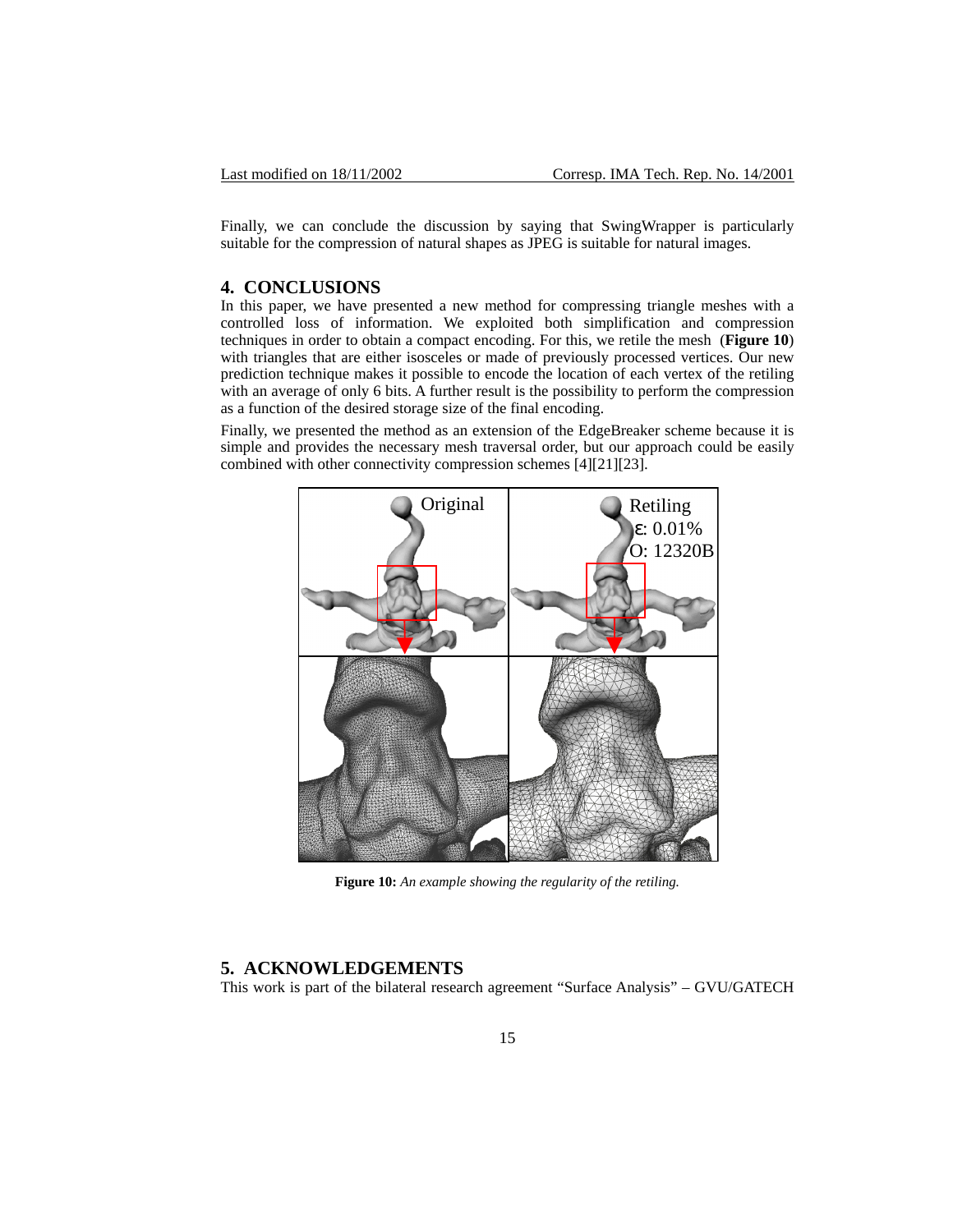Finally, we can conclude the discussion by saying that SwingWrapper is particularly suitable for the compression of natural shapes as JPEG is suitable for natural images.

## 4. CONCLUSIONS

In this paper, we have presented a new method for compressing triangle meshes with a controlled loss of information. We exploited both simplification and compression techniques in order to obtain a compact encoding. For this, we retile the mesh (**Figure 10**) with triangles that are either isosceles or made of previously processed vertices. Our new prediction technique makes it possible to encode the location of each vertex of the retiling with an average of only 6 bits. A further result is the possibility to perform the compression as a function of the desired storage size of the final encoding.

Finally, we presented the method as an extension of the EdgeBreaker scheme because it is simple and provides the necessary mesh traversal order, but our approach could be easily combined with other connectivity compression schemes [4][21][23].

**Figure 10:** *An example showing the regularity of the retiling.*

## 5. ACKNOWLEDGEMENTS

This work is part of the bilateral research agreement "Surface Analysis" – GVU/GATECH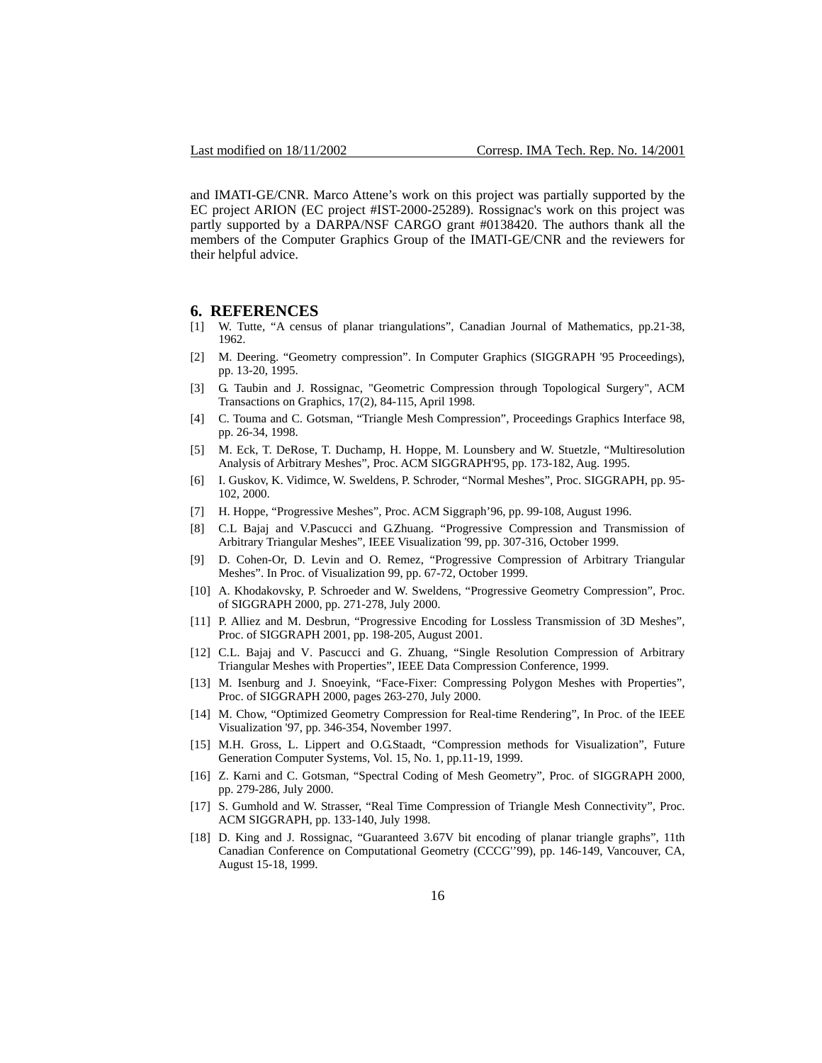and IMATI-GE/CNR. Marco Attene's work on this project was partially supported by the EC project ARION (EC project #IST-2000-25289). Rossignac's work on this project was partly supported by a DARPA/NSF CARGO grant #0138420. The authors thank all the members of the Computer Graphics Group of the IMATI-GE/CNR and the reviewers for their helpful advice.

## 6. REFERENCES

[1] W. Tutte, "A census of planar triangulations", Canadian Journal of Mathematics, pp.21-38, 1962.

[2] M. Deering. "Geometry compression". In Computer Graphics (SIGGRAPH '95 Proceedings), pp. 13-20, 1995.

[3] G. Taubin and J. Rossignac, "Geometric Compression through Topological Surgery", ACM Transactions on Graphics, 17(2), 84-115, April 1998.

[4] C. Touma and C. Gotsman, "Triangle Mesh Compression", Proceedings Graphics Interface 98, pp. 26-34, 1998.

[5] M. Eck, T. DeRose, T. Duchamp, H. Hoppe, M. Lounsbery and W. Stuetzle, "Multiresolution Analysis of Arbitrary Meshes", Proc. ACM SIGGRAPH'95, pp. 173-182, Aug. 1995.

[6] I. Guskov, K. Vidimce, W. Sweldens, P. Schroder, "Normal Meshes", Proc. SIGGRAPH, pp. 95-102, 2000.

[7] H. Hoppe, "Progressive Meshes", Proc. ACM Siggraph'96, pp. 99-108, August 1996.

[8] C.L Bajaj and V.Pascucci and G.Zhuang. "Progressive Compression and Transmission of Arbitrary Triangular Meshes", IEEE Visualization '99, pp. 307-316, October 1999.

[9] D. Cohen-Or, D. Levin and O. Remez, "Progressive Compression of Arbitrary Triangular Meshes". In Proc. of Visualization 99, pp. 67-72, October 1999.

[10] A. Khodakovsky, P. Schroeder and W. Sweldens, "Progressive Geometry Compression", Proc. of SIGGRAPH 2000, pp. 271-278, July 2000.

[11] P. Alliez and M. Desbrun, "Progressive Encoding for Lossless Transmission of 3D Meshes", Proc. of SIGGRAPH 2001, pp. 198-205, August 2001.

[12] C.L. Bajaj and V. Pascucci and G. Zhuang, "Single Resolution Compression of Arbitrary Triangular Meshes with Properties", IEEE Data Compression Conference, 1999.

[13] M. Isenburg and J. Snoeyink, "Face-Fixer: Compressing Polygon Meshes with Properties", Proc. of SIGGRAPH 2000, pages 263-270, July 2000.

[14] M. Chow, "Optimized Geometry Compression for Real-time Rendering", In Proc. of the IEEE Visualization '97, pp. 346-354, November 1997.

[15] M.H. Gross, L. Lippert and O.G.Staadt, "Compression methods for Visualization", Future Generation Computer Systems, Vol. 15, No. 1, pp.11-19, 1999.

[16] Z. Karni and C. Gotsman, "Spectral Coding of Mesh Geometry", Proc. of SIGGRAPH 2000, pp. 279-286, July 2000.

[17] S. Gumhold and W. Strasser, "Real Time Compression of Triangle Mesh Connectivity", Proc. ACM SIGGRAPH, pp. 133-140, July 1998.

[18] D. King and J. Rossignac, "Guaranteed 3.67V bit encoding of planar triangle graphs", 11th Canadian Conference on Computational Geometry (CCCG''99), pp. 146-149, Vancouver, CA, August 15-18, 1999.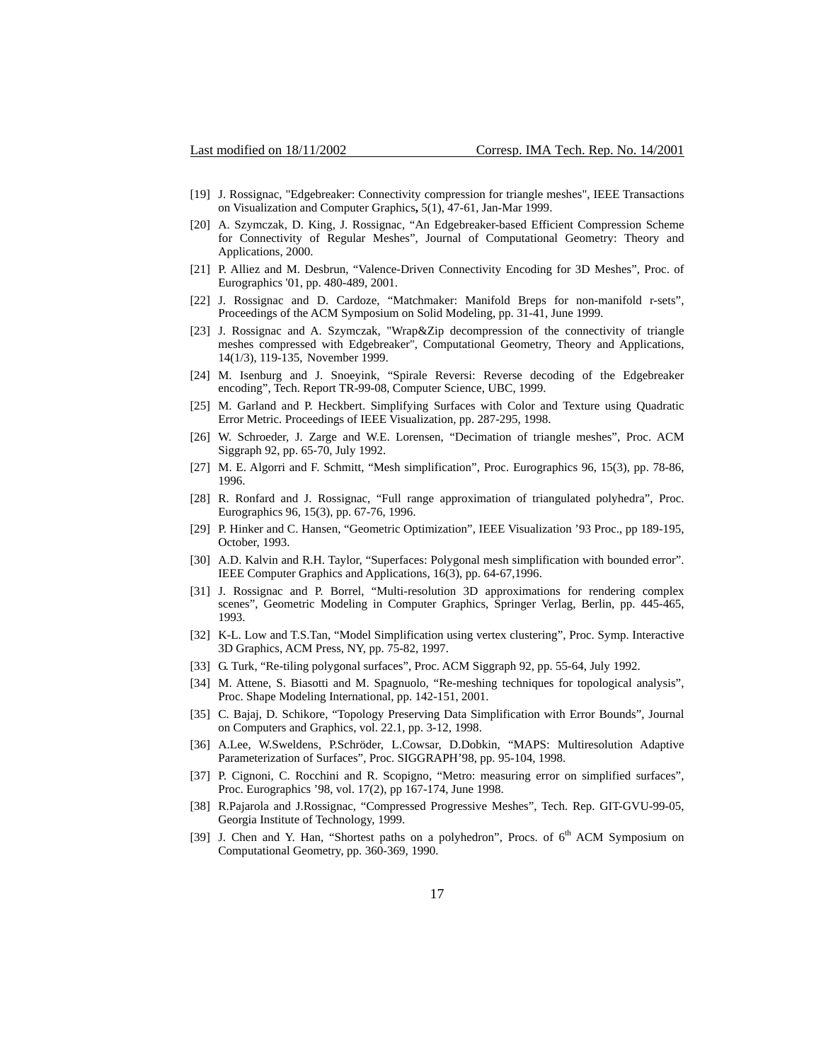[19] J. Rossignac, "Edgebreaker: Connectivity compression for triangle meshes", IEEE Transactions on Visualization and Computer Graphics**,** 5(1), 47-61, Jan-Mar 1999.

[20] A. Szymczak, D. King, J. Rossignac, "An Edgebreaker-based Efficient Compression Scheme for Connectivity of Regular Meshes", Journal of Computational Geometry: Theory and Applications, 2000.

[21] P. Alliez and M. Desbrun, "Valence-Driven Connectivity Encoding for 3D Meshes", Proc. of Eurographics '01, pp. 480-489, 2001.

[22] J. Rossignac and D. Cardoze, "Matchmaker: Manifold Breps for non-manifold r-sets", Proceedings of the ACM Symposium on Solid Modeling, pp. 31-41, June 1999.

[23] J. Rossignac and A. Szymczak, "Wrap&Zip decompression of the connectivity of triangle meshes compressed with Edgebreaker", Computational Geometry, Theory and Applications, 14(1/3), 119-135, November 1999.

[24] M. Isenburg and J. Snoeyink, "Spirale Reversi: Reverse decoding of the Edgebreaker encoding", Tech. Report TR-99-08, Computer Science, UBC, 1999.

[25] M. Garland and P. Heckbert. Simplifying Surfaces with Color and Texture using Quadratic Error Metric. Proceedings of IEEE Visualization, pp. 287-295, 1998.

[26] W. Schroeder, J. Zarge and W.E. Lorensen, "Decimation of triangle meshes", Proc. ACM Siggraph 92, pp. 65-70, July 1992.

[27] M. E. Algorri and F. Schmitt, "Mesh simplification", Proc. Eurographics 96, 15(3), pp. 78-86, 1996.

[28] R. Ronfard and J. Rossignac, "Full range approximation of triangulated polyhedra", Proc. Eurographics 96, 15(3), pp. 67-76, 1996.

[29] P. Hinker and C. Hansen, "Geometric Optimization", IEEE Visualization '93 Proc., pp 189-195, October, 1993.

[30] A.D. Kalvin and R.H. Taylor, "Superfaces: Polygonal mesh simplification with bounded error". IEEE Computer Graphics and Applications, 16(3), pp. 64-67,1996.

[31] J. Rossignac and P. Borrel, "Multi-resolution 3D approximations for rendering complex scenes", Geometric Modeling in Computer Graphics, Springer Verlag, Berlin, pp. 445-465, 1993.

[32] K-L. Low and T.S.Tan, "Model Simplification using vertex clustering", Proc. Symp. Interactive 3D Graphics, ACM Press, NY, pp. 75-82, 1997.

[33] G. Turk, "Re-tiling polygonal surfaces", Proc. ACM Siggraph 92, pp. 55-64, July 1992.

[34] M. Attene, S. Biasotti and M. Spagnuolo, "Re-meshing techniques for topological analysis", Proc. Shape Modeling International, pp. 142-151, 2001.

[35] C. Bajaj, D. Schikore, "Topology Preserving Data Simplification with Error Bounds", Journal on Computers and Graphics, vol. 22.1, pp. 3-12, 1998.

[36] A.Lee, W.Sweldens, P.Schröder, L.Cowsar, D.Dobkin, "MAPS: Multiresolution Adaptive Parameterization of Surfaces", Proc. SIGGRAPH'98, pp. 95-104, 1998.

[37] P. Cignoni, C. Rocchini and R. Scopigno, "Metro: measuring error on simplified surfaces", Proc. Eurographics '98, vol. 17(2), pp 167-174, June 1998.

[38] R.Pajarola and J.Rossignac, "Compressed Progressive Meshes", Tech. Rep. GIT-GVU-99-05, Georgia Institute of Technology, 1999.

[39] J. Chen and Y. Han, "Shortest paths on a polyhedron", Procs. of 6th ACM Symposium on Computational Geometry, pp. 360-369, 1990.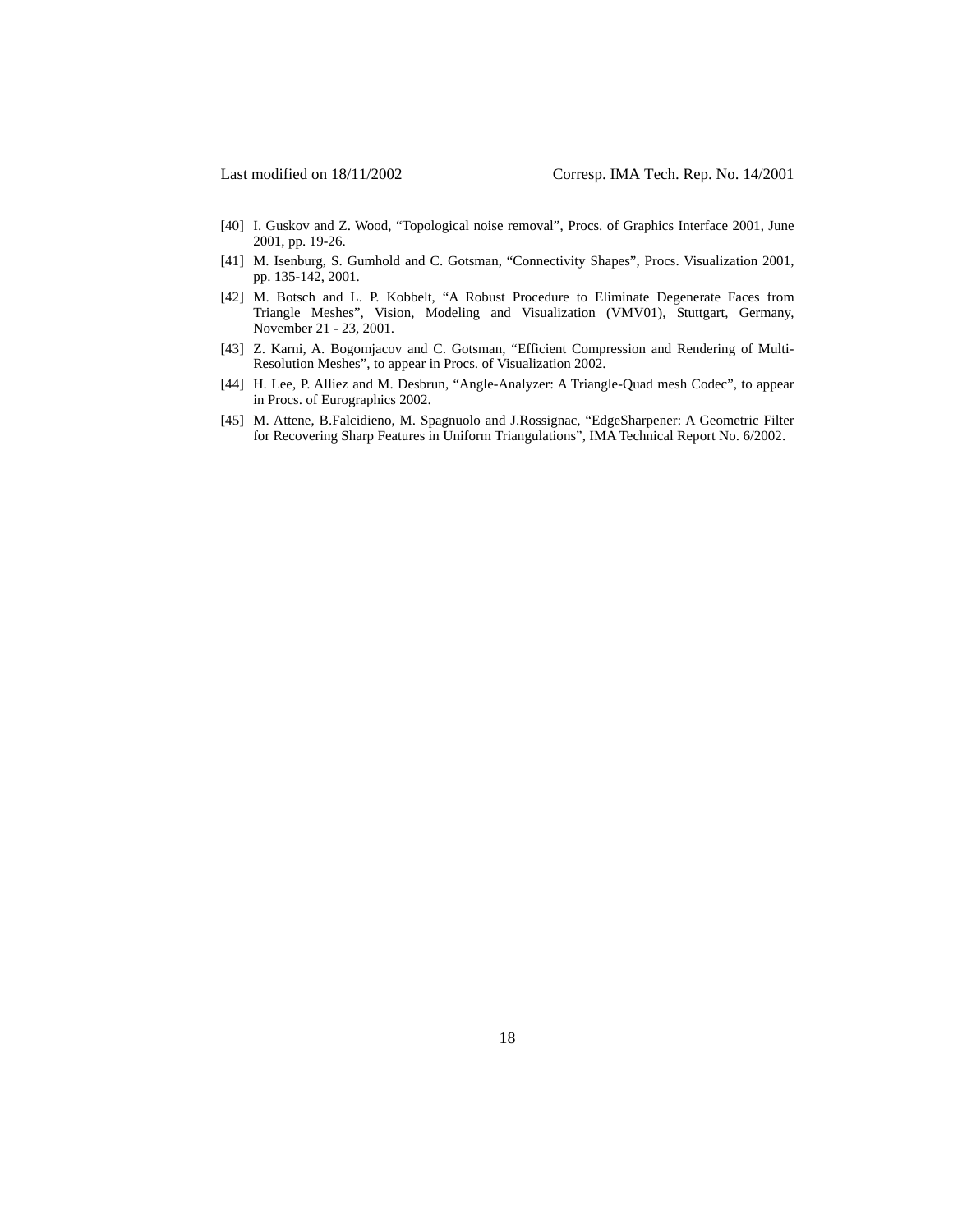[40] I. Guskov and Z. Wood, “Topological noise removal”, Procs. of Graphics Interface 2001, June 2001, pp. 19-26.

[41] M. Isenburg, S. Gumhold and C. Gotsman, “Connectivity Shapes”, Procs. Visualization 2001, pp. 135-142, 2001.

[42] M. Botsch and L. P. Kobbelt, “A Robust Procedure to Eliminate Degenerate Faces from Triangle Meshes”, Vision, Modeling and Visualization (VMV01), Stuttgart, Germany, November 21 - 23, 2001.

[43] Z. Karni, A. Bogomjacov and C. Gotsman, “Efficient Compression and Rendering of Multi-Resolution Meshes”, to appear in Procs. of Visualization 2002.

[44] H. Lee, P. Alliez and M. Desbrun, “Angle-Analyzer: A Triangle-Quad mesh Codec”, to appear in Procs. of Eurographics 2002.

[45] M. Attene, B.Falcidieno, M. Spagnuolo and J.Rossignac, “EdgeSharpener: A Geometric Filter for Recovering Sharp Features in Uniform Triangulations”, IMA Technical Report No. 6/2002.